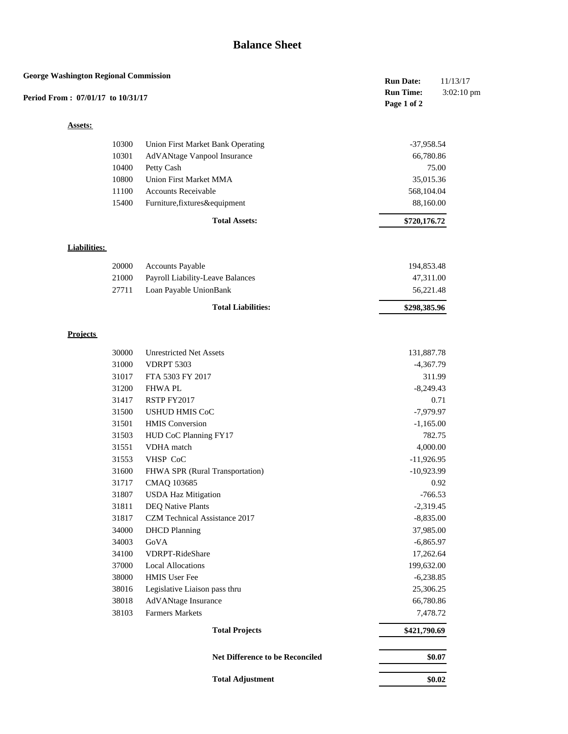# Balance Sheet

**George Washington Regional Commission**

**Period From : 07/01/17 to 10/31/17**

**Run Date:** 11/13/17
**Run Time:** 3:02:10 pm
**Page 1 of 2**

**Assets:**

| | | |
|---|---|---|
| 10300 | Union First Market Bank Operating | -37,958.54 |
| 10301 | AdVANtage Vanpool Insurance | 66,780.86 |
| 10400 | Petty Cash | 75.00 |
| 10800 | Union First Market MMA | 35,015.36 |
| 11100 | Accounts Receivable | 568,104.04 |
| 15400 | Furniture,fixtures&equipment | 88,160.00 |
| | **Total Assets:** | **$720,176.72** |

**Liabilities:**

| | | |
|---|---|---|
| 20000 | Accounts Payable | 194,853.48 |
| 21000 | Payroll Liability-Leave Balances | 47,311.00 |
| 27711 | Loan Payable UnionBank | 56,221.48 |
| | **Total Liabilities:** | **$298,385.96** |

**Projects**

| | | |
|---|---|---|
| 30000 | Unrestricted Net Assets | 131,887.78 |
| 31000 | VDRPT 5303 | -4,367.79 |
| 31017 | FTA 5303 FY 2017 | 311.99 |
| 31200 | FHWA PL | -8,249.43 |
| 31417 | RSTP FY2017 | 0.71 |
| 31500 | USHUD HMIS CoC | -7,979.97 |
| 31501 | HMIS Conversion | -1,165.00 |
| 31503 | HUD CoC Planning FY17 | 782.75 |
| 31551 | VDHA match | 4,000.00 |
| 31553 | VHSP CoC | -11,926.95 |
| 31600 | FHWA SPR (Rural Transportation) | -10,923.99 |
| 31717 | CMAQ 103685 | 0.92 |
| 31807 | USDA Haz Mitigation | -766.53 |
| 31811 | DEQ Native Plants | -2,319.45 |
| 31817 | CZM Technical Assistance 2017 | -8,835.00 |
| 34000 | DHCD Planning | 37,985.00 |
| 34003 | GoVA | -6,865.97 |
| 34100 | VDRPT-RideShare | 17,262.64 |
| 37000 | Local Allocations | 199,632.00 |
| 38000 | HMIS User Fee | -6,238.85 |
| 38016 | Legislative Liaison pass thru | 25,306.25 |
| 38018 | AdVANtage Insurance | 66,780.86 |
| 38103 | Farmers Markets | 7,478.72 |
| | **Total Projects** | **$421,790.69** |
| | **Net Difference to be Reconciled** | **$0.07** |
| | **Total Adjustment** | **$0.02** |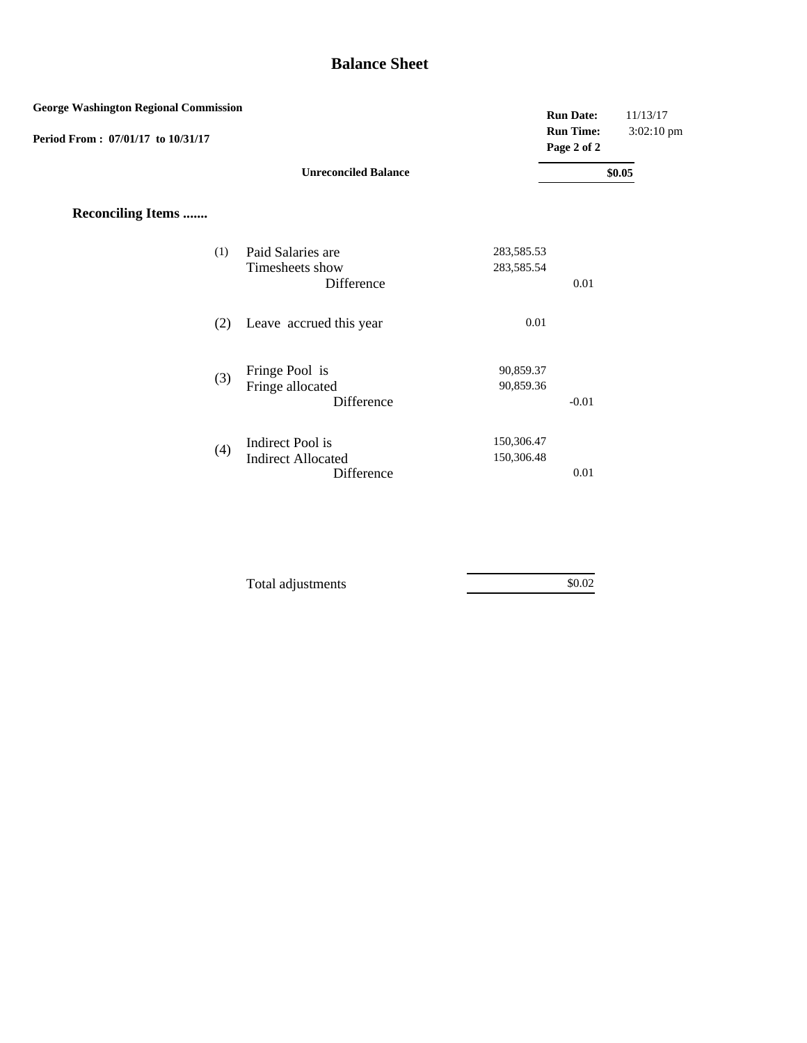# Balance Sheet

**George Washington Regional Commission**

**Period From : 07/01/17 to 10/31/17**

**Run Date:** 11/13/17
**Run Time:** 3:02:10 pm

| | | | |
|---|---|---|---|
| **Unreconciled Balance** | | | **$0.05** |

**Reconciling Items .......**

| | | | |
|---|---|---|---|
| (1) | Paid Salaries are | 283,585.53 | |
| | Timesheets show | 283,585.54 | |
| | Difference | | 0.01 |
| (2) | Leave accrued this year | 0.01 | |
| (3) | Fringe Pool is | 90,859.37 | |
| | Fringe allocated | 90,859.36 | |
| | Difference | | -0.01 |
| (4) | Indirect Pool is | 150,306.47 | |
| | Indirect Allocated | 150,306.48 | |
| | Difference | | 0.01 |

| | |
|---|---|
| Total adjustments | $0.02 |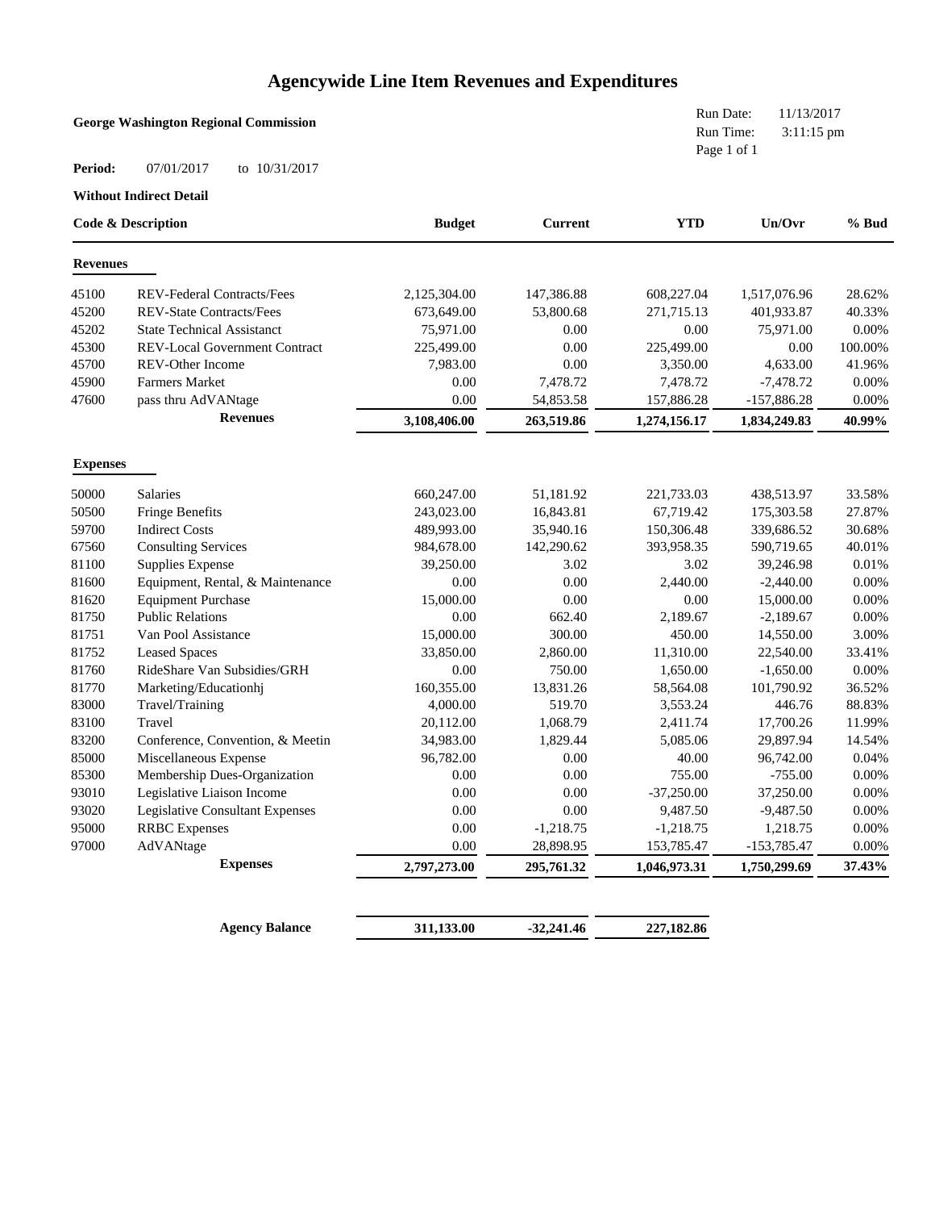# Agencywide Line Item Revenues and Expenditures

**George Washington Regional Commission**

Run Date: 11/13/2017
Run Time: 3:11:15 pm

**Period:** 07/01/2017 to 10/31/2017

**Without Indirect Detail**

| Code & Description | | Budget | Current | YTD | Un/Ovr | % Bud |
|---|---|---|---|---|---|---|
| **Revenues** | | | | | | |
| 45100 | REV-Federal Contracts/Fees | 2,125,304.00 | 147,386.88 | 608,227.04 | 1,517,076.96 | 28.62% |
| 45200 | REV-State Contracts/Fees | 673,649.00 | 53,800.68 | 271,715.13 | 401,933.87 | 40.33% |
| 45202 | State Technical Assistanct | 75,971.00 | 0.00 | 0.00 | 75,971.00 | 0.00% |
| 45300 | REV-Local Government Contract | 225,499.00 | 0.00 | 225,499.00 | 0.00 | 100.00% |
| 45700 | REV-Other Income | 7,983.00 | 0.00 | 3,350.00 | 4,633.00 | 41.96% |
| 45900 | Farmers Market | 0.00 | 7,478.72 | 7,478.72 | -7,478.72 | 0.00% |
| 47600 | pass thru AdVANtage | 0.00 | 54,853.58 | 157,886.28 | -157,886.28 | 0.00% |
| | **Revenues** | **3,108,406.00** | **263,519.86** | **1,274,156.17** | **1,834,249.83** | **40.99%** |
| **Expenses** | | | | | | |
| 50000 | Salaries | 660,247.00 | 51,181.92 | 221,733.03 | 438,513.97 | 33.58% |
| 50500 | Fringe Benefits | 243,023.00 | 16,843.81 | 67,719.42 | 175,303.58 | 27.87% |
| 59700 | Indirect Costs | 489,993.00 | 35,940.16 | 150,306.48 | 339,686.52 | 30.68% |
| 67560 | Consulting Services | 984,678.00 | 142,290.62 | 393,958.35 | 590,719.65 | 40.01% |
| 81100 | Supplies Expense | 39,250.00 | 3.02 | 3.02 | 39,246.98 | 0.01% |
| 81600 | Equipment, Rental, & Maintenance | 0.00 | 0.00 | 2,440.00 | -2,440.00 | 0.00% |
| 81620 | Equipment Purchase | 15,000.00 | 0.00 | 0.00 | 15,000.00 | 0.00% |
| 81750 | Public Relations | 0.00 | 662.40 | 2,189.67 | -2,189.67 | 0.00% |
| 81751 | Van Pool Assistance | 15,000.00 | 300.00 | 450.00 | 14,550.00 | 3.00% |
| 81752 | Leased Spaces | 33,850.00 | 2,860.00 | 11,310.00 | 22,540.00 | 33.41% |
| 81760 | RideShare Van Subsidies/GRH | 0.00 | 750.00 | 1,650.00 | -1,650.00 | 0.00% |
| 81770 | Marketing/Educationhj | 160,355.00 | 13,831.26 | 58,564.08 | 101,790.92 | 36.52% |
| 83000 | Travel/Training | 4,000.00 | 519.70 | 3,553.24 | 446.76 | 88.83% |
| 83100 | Travel | 20,112.00 | 1,068.79 | 2,411.74 | 17,700.26 | 11.99% |
| 83200 | Conference, Convention, & Meetin | 34,983.00 | 1,829.44 | 5,085.06 | 29,897.94 | 14.54% |
| 85000 | Miscellaneous Expense | 96,782.00 | 0.00 | 40.00 | 96,742.00 | 0.04% |
| 85300 | Membership Dues-Organization | 0.00 | 0.00 | 755.00 | -755.00 | 0.00% |
| 93010 | Legislative Liaison Income | 0.00 | 0.00 | -37,250.00 | 37,250.00 | 0.00% |
| 93020 | Legislative Consultant Expenses | 0.00 | 0.00 | 9,487.50 | -9,487.50 | 0.00% |
| 95000 | RRBC Expenses | 0.00 | -1,218.75 | -1,218.75 | 1,218.75 | 0.00% |
| 97000 | AdVANtage | 0.00 | 28,898.95 | 153,785.47 | -153,785.47 | 0.00% |
| | **Expenses** | **2,797,273.00** | **295,761.32** | **1,046,973.31** | **1,750,299.69** | **37.43%** |
| | **Agency Balance** | **311,133.00** | **-32,241.46** | **227,182.86** | | |